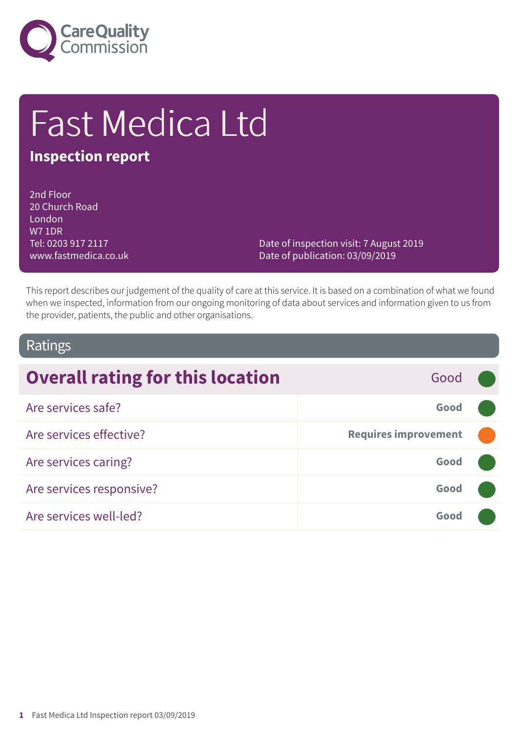# Fast Medica Ltd

**Inspection report**

2nd Floor
20 Church Road
London
W7 1DR
Tel: 0203 917 2117
www.fastmedica.co.uk

Date of inspection visit: 7 August 2019
Date of publication: 03/09/2019

This report describes our judgement of the quality of care at this service. It is based on a combination of what we found when we inspected, information from our ongoing monitoring of data about services and information given to us from the provider, patients, the public and other organisations.

## Ratings

| Overall rating for this location | Good |
|---|---|
| Are services safe? | Good |
| Are services effective? | Requires improvement |
| Are services caring? | Good |
| Are services responsive? | Good |
| Are services well-led? | Good |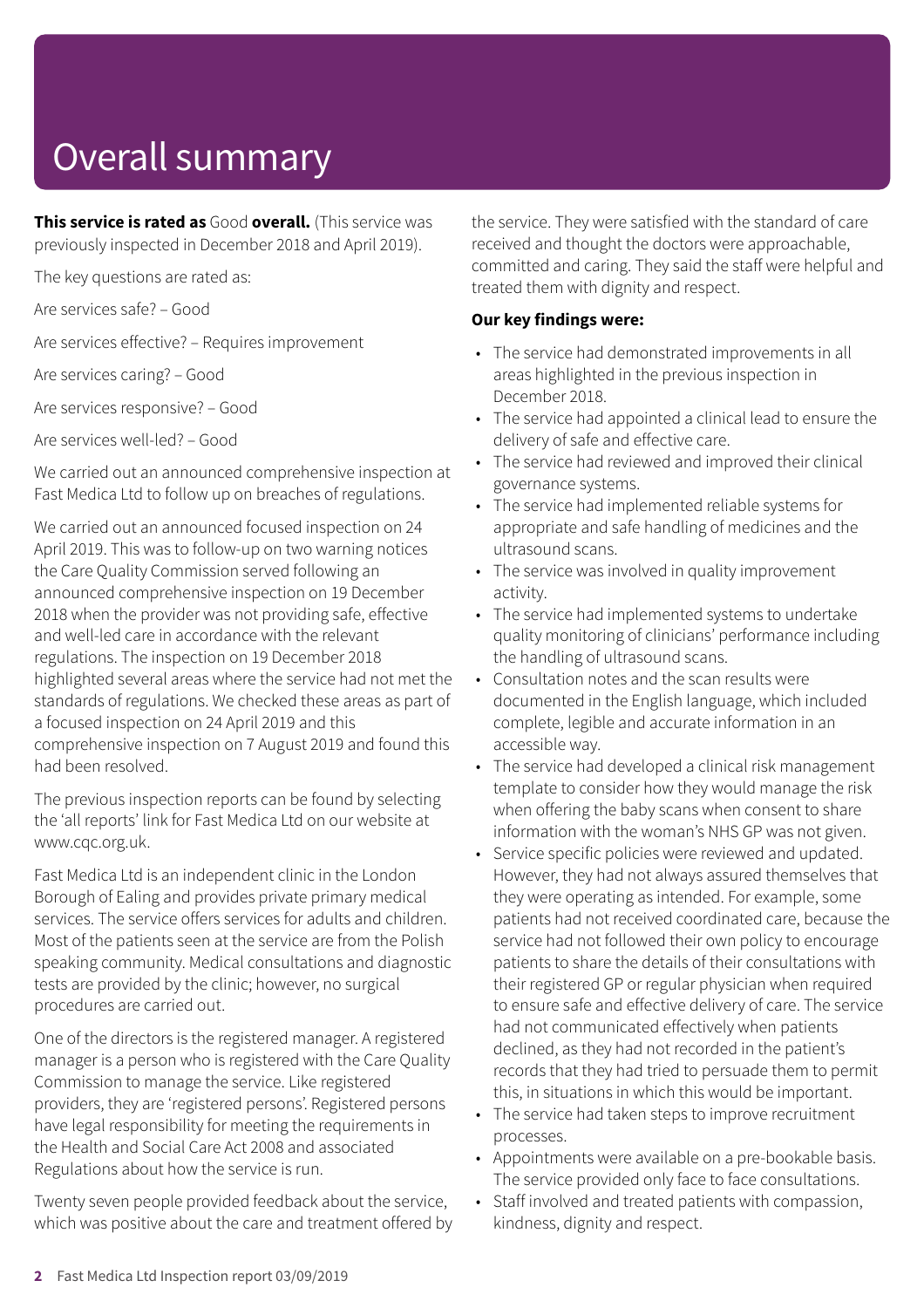# Overall summary

**This service is rated as** Good **overall.** (This service was previously inspected in December 2018 and April 2019).

The key questions are rated as:

Are services safe? – Good

Are services effective? – Requires improvement

Are services caring? – Good

Are services responsive? – Good

Are services well-led? – Good

We carried out an announced comprehensive inspection at Fast Medica Ltd to follow up on breaches of regulations.

We carried out an announced focused inspection on 24 April 2019. This was to follow-up on two warning notices the Care Quality Commission served following an announced comprehensive inspection on 19 December 2018 when the provider was not providing safe, effective and well-led care in accordance with the relevant regulations. The inspection on 19 December 2018 highlighted several areas where the service had not met the standards of regulations. We checked these areas as part of a focused inspection on 24 April 2019 and this comprehensive inspection on 7 August 2019 and found this had been resolved.

The previous inspection reports can be found by selecting the 'all reports' link for Fast Medica Ltd on our website at www.cqc.org.uk.

Fast Medica Ltd is an independent clinic in the London Borough of Ealing and provides private primary medical services. The service offers services for adults and children. Most of the patients seen at the service are from the Polish speaking community. Medical consultations and diagnostic tests are provided by the clinic; however, no surgical procedures are carried out.

One of the directors is the registered manager. A registered manager is a person who is registered with the Care Quality Commission to manage the service. Like registered providers, they are 'registered persons'. Registered persons have legal responsibility for meeting the requirements in the Health and Social Care Act 2008 and associated Regulations about how the service is run.

Twenty seven people provided feedback about the service, which was positive about the care and treatment offered by the service. They were satisfied with the standard of care received and thought the doctors were approachable, committed and caring. They said the staff were helpful and treated them with dignity and respect.

**Our key findings were:**

- The service had demonstrated improvements in all areas highlighted in the previous inspection in December 2018.
- The service had appointed a clinical lead to ensure the delivery of safe and effective care.
- The service had reviewed and improved their clinical governance systems.
- The service had implemented reliable systems for appropriate and safe handling of medicines and the ultrasound scans.
- The service was involved in quality improvement activity.
- The service had implemented systems to undertake quality monitoring of clinicians' performance including the handling of ultrasound scans.
- Consultation notes and the scan results were documented in the English language, which included complete, legible and accurate information in an accessible way.
- The service had developed a clinical risk management template to consider how they would manage the risk when offering the baby scans when consent to share information with the woman's NHS GP was not given.
- Service specific policies were reviewed and updated. However, they had not always assured themselves that they were operating as intended. For example, some patients had not received coordinated care, because the service had not followed their own policy to encourage patients to share the details of their consultations with their registered GP or regular physician when required to ensure safe and effective delivery of care. The service had not communicated effectively when patients declined, as they had not recorded in the patient's records that they had tried to persuade them to permit this, in situations in which this would be important.
- The service had taken steps to improve recruitment processes.
- Appointments were available on a pre-bookable basis. The service provided only face to face consultations.
- Staff involved and treated patients with compassion, kindness, dignity and respect.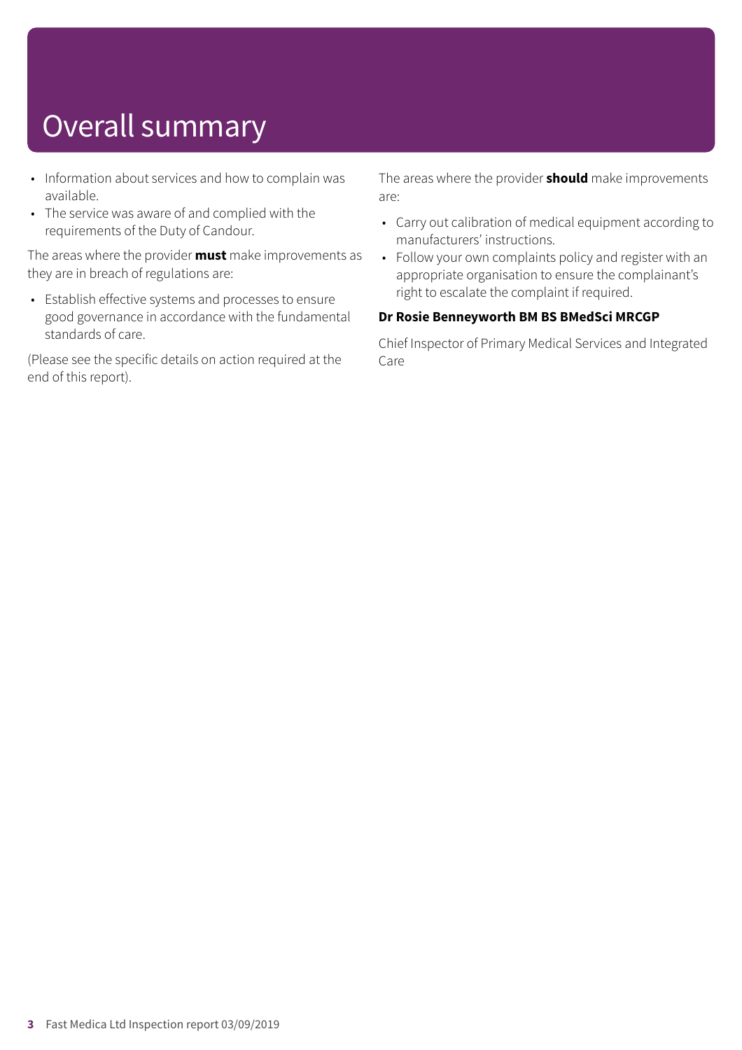# Overall summary

- Information about services and how to complain was available.
- The service was aware of and complied with the requirements of the Duty of Candour.

The areas where the provider **must** make improvements as they are in breach of regulations are:

- Establish effective systems and processes to ensure good governance in accordance with the fundamental standards of care.

(Please see the specific details on action required at the end of this report).

The areas where the provider **should** make improvements are:

- Carry out calibration of medical equipment according to manufacturers' instructions.
- Follow your own complaints policy and register with an appropriate organisation to ensure the complainant's right to escalate the complaint if required.

**Dr Rosie Benneyworth BM BS BMedSci MRCGP**

Chief Inspector of Primary Medical Services and Integrated Care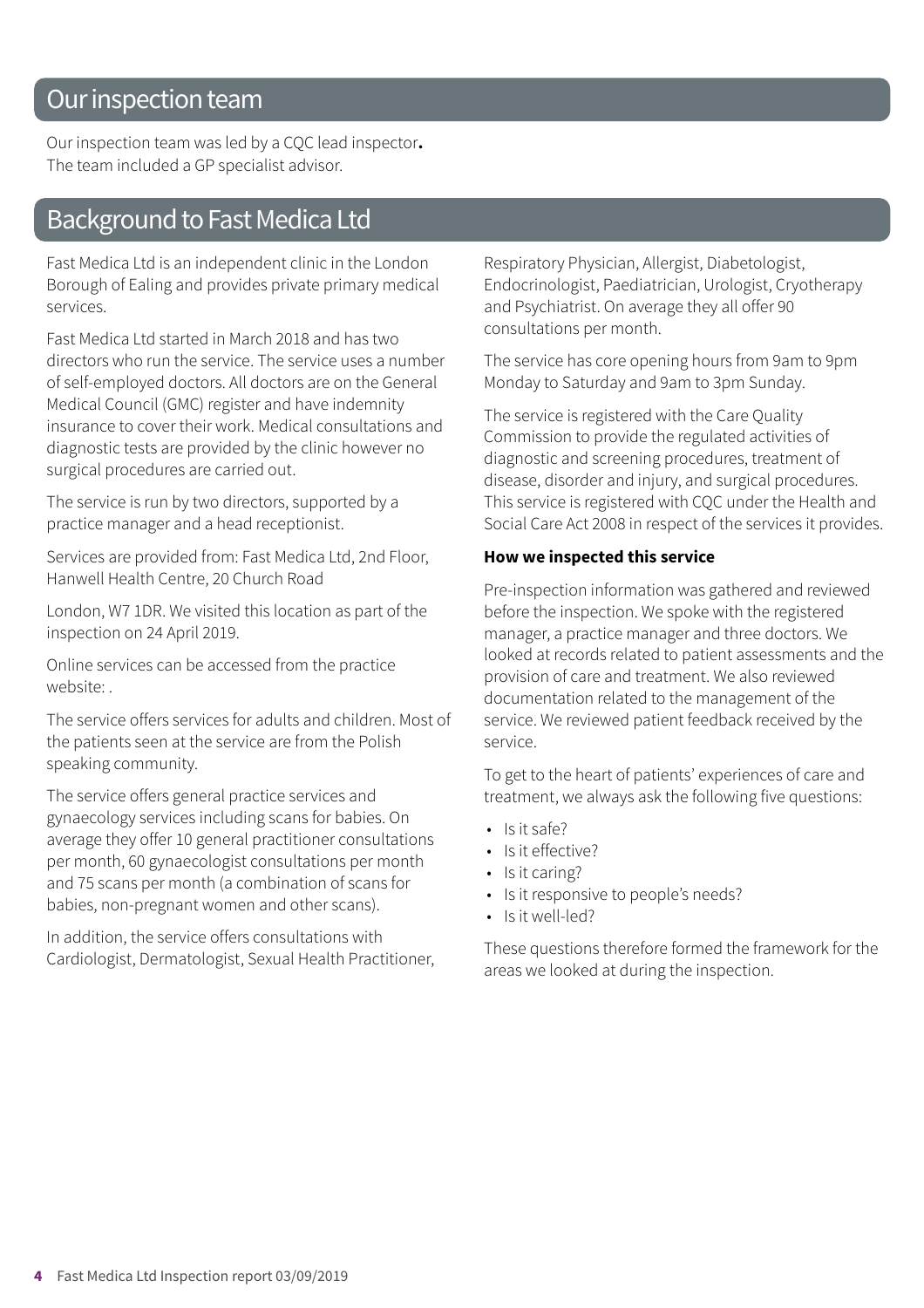## Our inspection team

Our inspection team was led by a CQC lead inspector. The team included a GP specialist advisor.

## Background to Fast Medica Ltd

Fast Medica Ltd is an independent clinic in the London Borough of Ealing and provides private primary medical services.

Fast Medica Ltd started in March 2018 and has two directors who run the service. The service uses a number of self-employed doctors. All doctors are on the General Medical Council (GMC) register and have indemnity insurance to cover their work. Medical consultations and diagnostic tests are provided by the clinic however no surgical procedures are carried out.

The service is run by two directors, supported by a practice manager and a head receptionist.

Services are provided from: Fast Medica Ltd, 2nd Floor, Hanwell Health Centre, 20 Church Road

London, W7 1DR. We visited this location as part of the inspection on 24 April 2019.

Online services can be accessed from the practice website: .

The service offers services for adults and children. Most of the patients seen at the service are from the Polish speaking community.

The service offers general practice services and gynaecology services including scans for babies. On average they offer 10 general practitioner consultations per month, 60 gynaecologist consultations per month and 75 scans per month (a combination of scans for babies, non-pregnant women and other scans).

In addition, the service offers consultations with Cardiologist, Dermatologist, Sexual Health Practitioner, Respiratory Physician, Allergist, Diabetologist, Endocrinologist, Paediatrician, Urologist, Cryotherapy and Psychiatrist. On average they all offer 90 consultations per month.

The service has core opening hours from 9am to 9pm Monday to Saturday and 9am to 3pm Sunday.

The service is registered with the Care Quality Commission to provide the regulated activities of diagnostic and screening procedures, treatment of disease, disorder and injury, and surgical procedures. This service is registered with CQC under the Health and Social Care Act 2008 in respect of the services it provides.

**How we inspected this service**

Pre-inspection information was gathered and reviewed before the inspection. We spoke with the registered manager, a practice manager and three doctors. We looked at records related to patient assessments and the provision of care and treatment. We also reviewed documentation related to the management of the service. We reviewed patient feedback received by the service.

To get to the heart of patients' experiences of care and treatment, we always ask the following five questions:

- Is it safe?
- Is it effective?
- Is it caring?
- Is it responsive to people's needs?
- Is it well-led?

These questions therefore formed the framework for the areas we looked at during the inspection.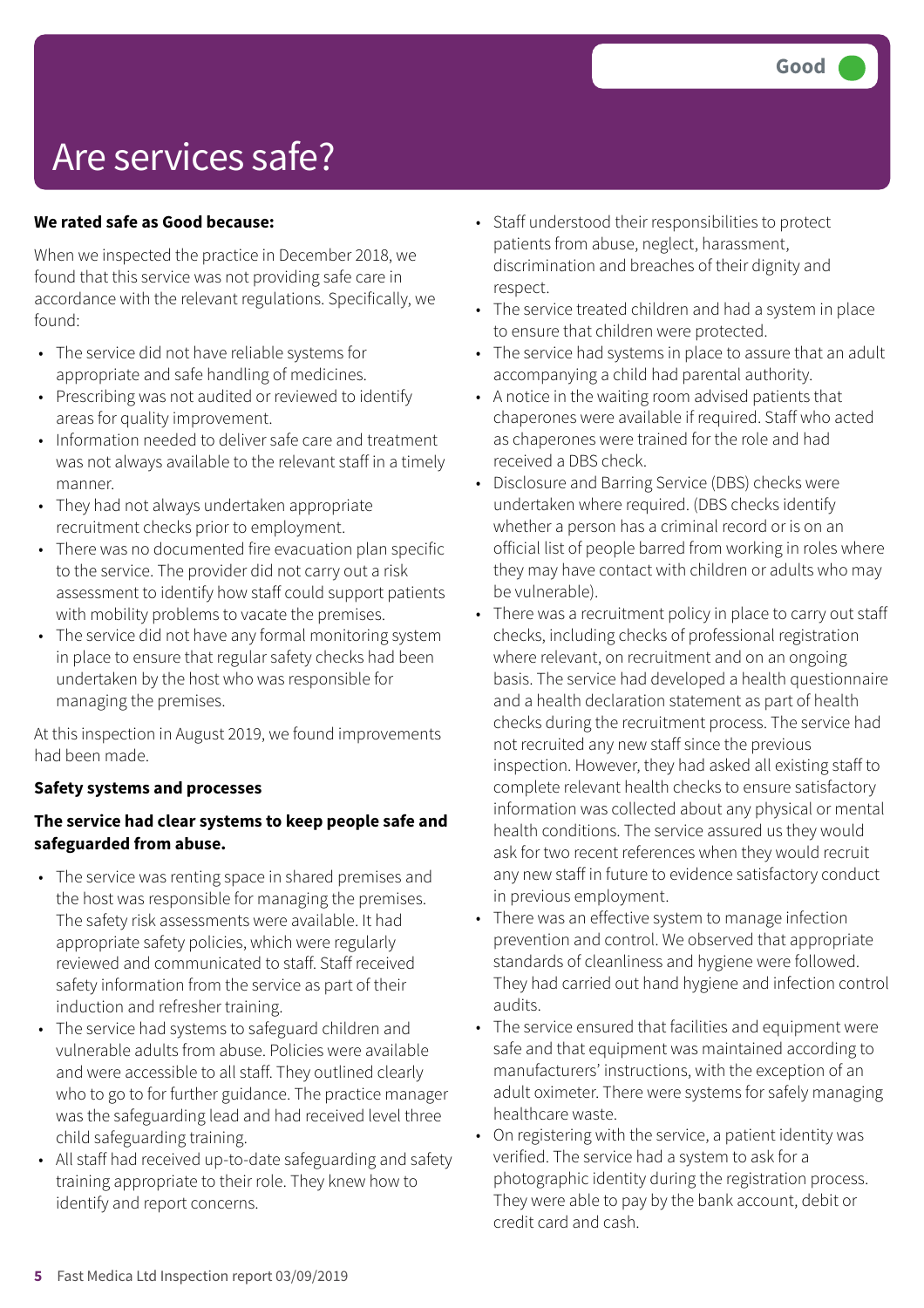Good

# Are services safe?

**We rated safe as Good because:**

When we inspected the practice in December 2018, we found that this service was not providing safe care in accordance with the relevant regulations. Specifically, we found:

- The service did not have reliable systems for appropriate and safe handling of medicines.
- Prescribing was not audited or reviewed to identify areas for quality improvement.
- Information needed to deliver safe care and treatment was not always available to the relevant staff in a timely manner.
- They had not always undertaken appropriate recruitment checks prior to employment.
- There was no documented fire evacuation plan specific to the service. The provider did not carry out a risk assessment to identify how staff could support patients with mobility problems to vacate the premises.
- The service did not have any formal monitoring system in place to ensure that regular safety checks had been undertaken by the host who was responsible for managing the premises.

At this inspection in August 2019, we found improvements had been made.

**Safety systems and processes**

**The service had clear systems to keep people safe and safeguarded from abuse.**

- The service was renting space in shared premises and the host was responsible for managing the premises. The safety risk assessments were available. It had appropriate safety policies, which were regularly reviewed and communicated to staff. Staff received safety information from the service as part of their induction and refresher training.
- The service had systems to safeguard children and vulnerable adults from abuse. Policies were available and were accessible to all staff. They outlined clearly who to go to for further guidance. The practice manager was the safeguarding lead and had received level three child safeguarding training.
- All staff had received up-to-date safeguarding and safety training appropriate to their role. They knew how to identify and report concerns.
- Staff understood their responsibilities to protect patients from abuse, neglect, harassment, discrimination and breaches of their dignity and respect.
- The service treated children and had a system in place to ensure that children were protected.
- The service had systems in place to assure that an adult accompanying a child had parental authority.
- A notice in the waiting room advised patients that chaperones were available if required. Staff who acted as chaperones were trained for the role and had received a DBS check.
- Disclosure and Barring Service (DBS) checks were undertaken where required. (DBS checks identify whether a person has a criminal record or is on an official list of people barred from working in roles where they may have contact with children or adults who may be vulnerable).
- There was a recruitment policy in place to carry out staff checks, including checks of professional registration where relevant, on recruitment and on an ongoing basis. The service had developed a health questionnaire and a health declaration statement as part of health checks during the recruitment process. The service had not recruited any new staff since the previous inspection. However, they had asked all existing staff to complete relevant health checks to ensure satisfactory information was collected about any physical or mental health conditions. The service assured us they would ask for two recent references when they would recruit any new staff in future to evidence satisfactory conduct in previous employment.
- There was an effective system to manage infection prevention and control. We observed that appropriate standards of cleanliness and hygiene were followed. They had carried out hand hygiene and infection control audits.
- The service ensured that facilities and equipment were safe and that equipment was maintained according to manufacturers' instructions, with the exception of an adult oximeter. There were systems for safely managing healthcare waste.
- On registering with the service, a patient identity was verified. The service had a system to ask for a photographic identity during the registration process. They were able to pay by the bank account, debit or credit card and cash.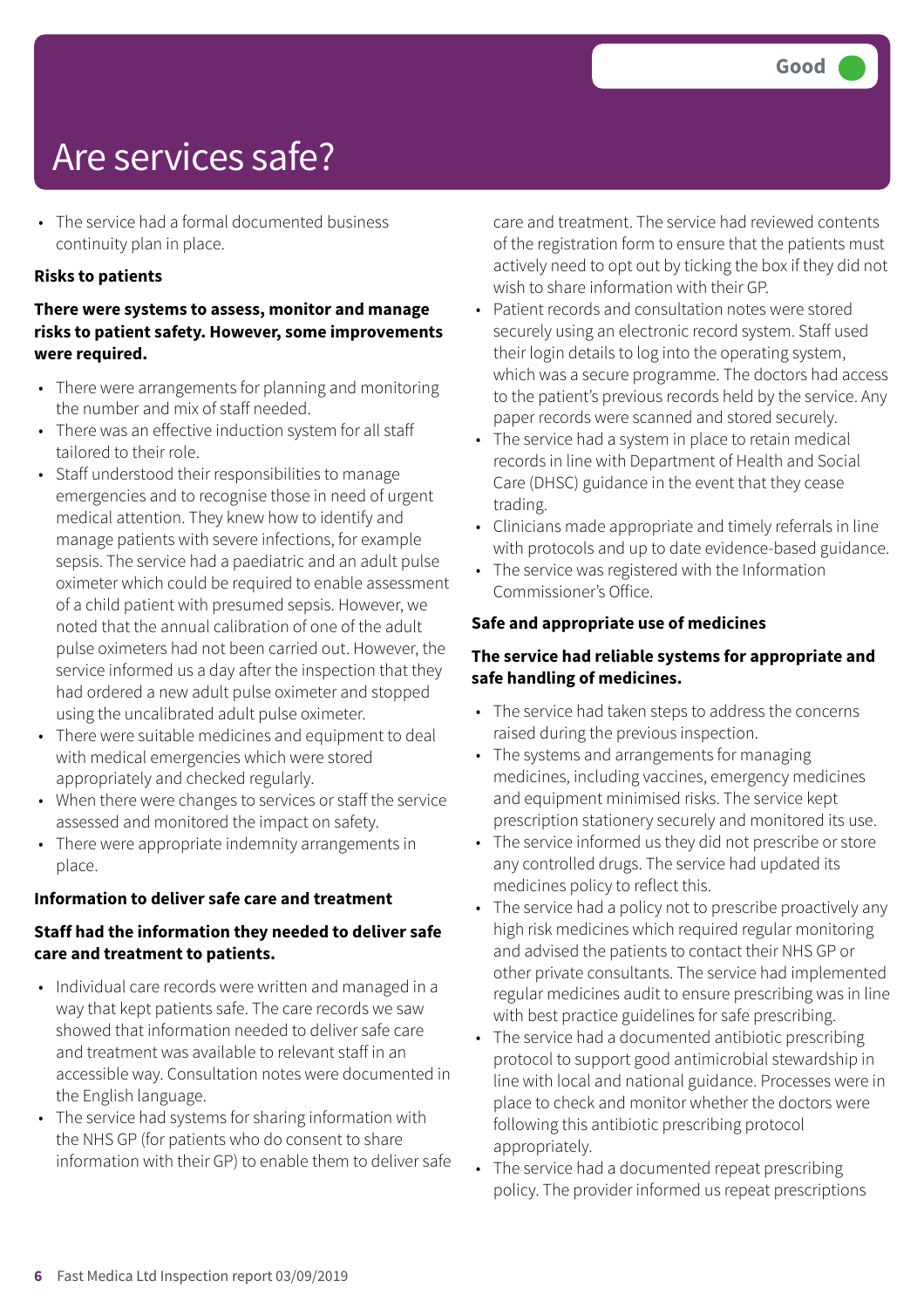# Are services safe?

Good

- The service had a formal documented business continuity plan in place.

**Risks to patients**

**There were systems to assess, monitor and manage risks to patient safety. However, some improvements were required.**

- There were arrangements for planning and monitoring the number and mix of staff needed.
- There was an effective induction system for all staff tailored to their role.
- Staff understood their responsibilities to manage emergencies and to recognise those in need of urgent medical attention. They knew how to identify and manage patients with severe infections, for example sepsis. The service had a paediatric and an adult pulse oximeter which could be required to enable assessment of a child patient with presumed sepsis. However, we noted that the annual calibration of one of the adult pulse oximeters had not been carried out. However, the service informed us a day after the inspection that they had ordered a new adult pulse oximeter and stopped using the uncalibrated adult pulse oximeter.
- There were suitable medicines and equipment to deal with medical emergencies which were stored appropriately and checked regularly.
- When there were changes to services or staff the service assessed and monitored the impact on safety.
- There were appropriate indemnity arrangements in place.

**Information to deliver safe care and treatment**

**Staff had the information they needed to deliver safe care and treatment to patients.**

- Individual care records were written and managed in a way that kept patients safe. The care records we saw showed that information needed to deliver safe care and treatment was available to relevant staff in an accessible way. Consultation notes were documented in the English language.
- The service had systems for sharing information with the NHS GP (for patients who do consent to share information with their GP) to enable them to deliver safe care and treatment. The service had reviewed contents of the registration form to ensure that the patients must actively need to opt out by ticking the box if they did not wish to share information with their GP.
- Patient records and consultation notes were stored securely using an electronic record system. Staff used their login details to log into the operating system, which was a secure programme. The doctors had access to the patient's previous records held by the service. Any paper records were scanned and stored securely.
- The service had a system in place to retain medical records in line with Department of Health and Social Care (DHSC) guidance in the event that they cease trading.
- Clinicians made appropriate and timely referrals in line with protocols and up to date evidence-based guidance.
- The service was registered with the Information Commissioner's Office.

**Safe and appropriate use of medicines**

**The service had reliable systems for appropriate and safe handling of medicines.**

- The service had taken steps to address the concerns raised during the previous inspection.
- The systems and arrangements for managing medicines, including vaccines, emergency medicines and equipment minimised risks. The service kept prescription stationery securely and monitored its use.
- The service informed us they did not prescribe or store any controlled drugs. The service had updated its medicines policy to reflect this.
- The service had a policy not to prescribe proactively any high risk medicines which required regular monitoring and advised the patients to contact their NHS GP or other private consultants. The service had implemented regular medicines audit to ensure prescribing was in line with best practice guidelines for safe prescribing.
- The service had a documented antibiotic prescribing protocol to support good antimicrobial stewardship in line with local and national guidance. Processes were in place to check and monitor whether the doctors were following this antibiotic prescribing protocol appropriately.
- The service had a documented repeat prescribing policy. The provider informed us repeat prescriptions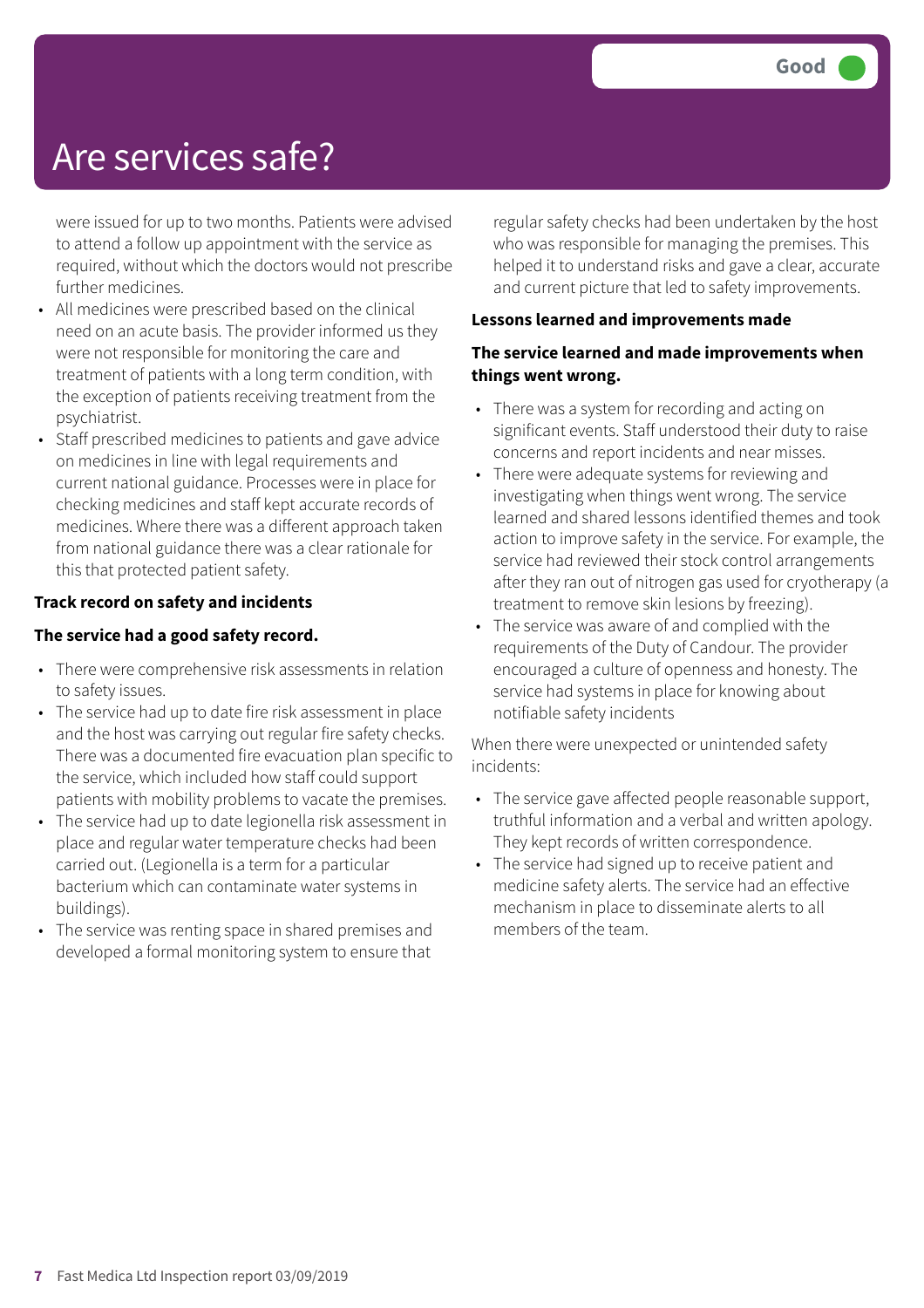# Are services safe?

Good

were issued for up to two months. Patients were advised to attend a follow up appointment with the service as required, without which the doctors would not prescribe further medicines.

- All medicines were prescribed based on the clinical need on an acute basis. The provider informed us they were not responsible for monitoring the care and treatment of patients with a long term condition, with the exception of patients receiving treatment from the psychiatrist.
- Staff prescribed medicines to patients and gave advice on medicines in line with legal requirements and current national guidance. Processes were in place for checking medicines and staff kept accurate records of medicines. Where there was a different approach taken from national guidance there was a clear rationale for this that protected patient safety.

**Track record on safety and incidents**

**The service had a good safety record.**

- There were comprehensive risk assessments in relation to safety issues.
- The service had up to date fire risk assessment in place and the host was carrying out regular fire safety checks. There was a documented fire evacuation plan specific to the service, which included how staff could support patients with mobility problems to vacate the premises.
- The service had up to date legionella risk assessment in place and regular water temperature checks had been carried out. (Legionella is a term for a particular bacterium which can contaminate water systems in buildings).
- The service was renting space in shared premises and developed a formal monitoring system to ensure that regular safety checks had been undertaken by the host who was responsible for managing the premises. This helped it to understand risks and gave a clear, accurate and current picture that led to safety improvements.

**Lessons learned and improvements made**

**The service learned and made improvements when things went wrong.**

- There was a system for recording and acting on significant events. Staff understood their duty to raise concerns and report incidents and near misses.
- There were adequate systems for reviewing and investigating when things went wrong. The service learned and shared lessons identified themes and took action to improve safety in the service. For example, the service had reviewed their stock control arrangements after they ran out of nitrogen gas used for cryotherapy (a treatment to remove skin lesions by freezing).
- The service was aware of and complied with the requirements of the Duty of Candour. The provider encouraged a culture of openness and honesty. The service had systems in place for knowing about notifiable safety incidents

When there were unexpected or unintended safety incidents:

- The service gave affected people reasonable support, truthful information and a verbal and written apology. They kept records of written correspondence.
- The service had signed up to receive patient and medicine safety alerts. The service had an effective mechanism in place to disseminate alerts to all members of the team.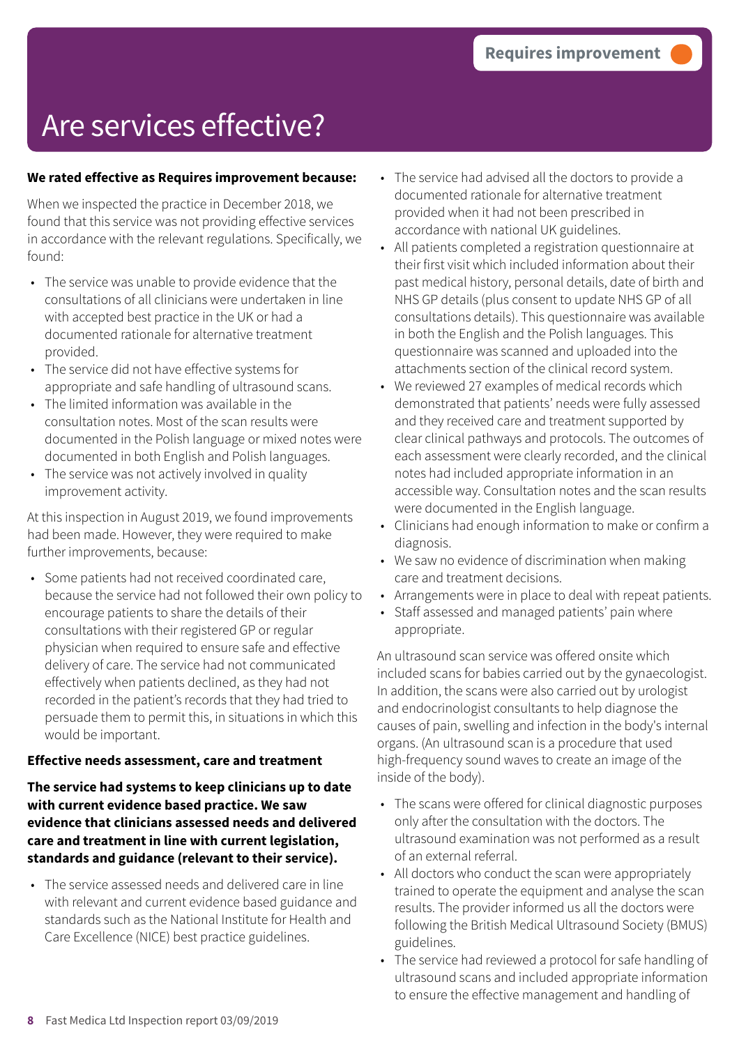# Are services effective?

Requires improvement

**We rated effective as Requires improvement because:**

When we inspected the practice in December 2018, we found that this service was not providing effective services in accordance with the relevant regulations. Specifically, we found:

- The service was unable to provide evidence that the consultations of all clinicians were undertaken in line with accepted best practice in the UK or had a documented rationale for alternative treatment provided.
- The service did not have effective systems for appropriate and safe handling of ultrasound scans.
- The limited information was available in the consultation notes. Most of the scan results were documented in the Polish language or mixed notes were documented in both English and Polish languages.
- The service was not actively involved in quality improvement activity.

At this inspection in August 2019, we found improvements had been made. However, they were required to make further improvements, because:

- Some patients had not received coordinated care, because the service had not followed their own policy to encourage patients to share the details of their consultations with their registered GP or regular physician when required to ensure safe and effective delivery of care. The service had not communicated effectively when patients declined, as they had not recorded in the patient's records that they had tried to persuade them to permit this, in situations in which this would be important.

**Effective needs assessment, care and treatment**

**The service had systems to keep clinicians up to date with current evidence based practice. We saw evidence that clinicians assessed needs and delivered care and treatment in line with current legislation, standards and guidance (relevant to their service).**

- The service assessed needs and delivered care in line with relevant and current evidence based guidance and standards such as the National Institute for Health and Care Excellence (NICE) best practice guidelines.
- The service had advised all the doctors to provide a documented rationale for alternative treatment provided when it had not been prescribed in accordance with national UK guidelines.
- All patients completed a registration questionnaire at their first visit which included information about their past medical history, personal details, date of birth and NHS GP details (plus consent to update NHS GP of all consultations details). This questionnaire was available in both the English and the Polish languages. This questionnaire was scanned and uploaded into the attachments section of the clinical record system.
- We reviewed 27 examples of medical records which demonstrated that patients' needs were fully assessed and they received care and treatment supported by clear clinical pathways and protocols. The outcomes of each assessment were clearly recorded, and the clinical notes had included appropriate information in an accessible way. Consultation notes and the scan results were documented in the English language.
- Clinicians had enough information to make or confirm a diagnosis.
- We saw no evidence of discrimination when making care and treatment decisions.
- Arrangements were in place to deal with repeat patients.
- Staff assessed and managed patients' pain where appropriate.

An ultrasound scan service was offered onsite which included scans for babies carried out by the gynaecologist. In addition, the scans were also carried out by urologist and endocrinologist consultants to help diagnose the causes of pain, swelling and infection in the body's internal organs. (An ultrasound scan is a procedure that used high-frequency sound waves to create an image of the inside of the body).

- The scans were offered for clinical diagnostic purposes only after the consultation with the doctors. The ultrasound examination was not performed as a result of an external referral.
- All doctors who conduct the scan were appropriately trained to operate the equipment and analyse the scan results. The provider informed us all the doctors were following the British Medical Ultrasound Society (BMUS) guidelines.
- The service had reviewed a protocol for safe handling of ultrasound scans and included appropriate information to ensure the effective management and handling of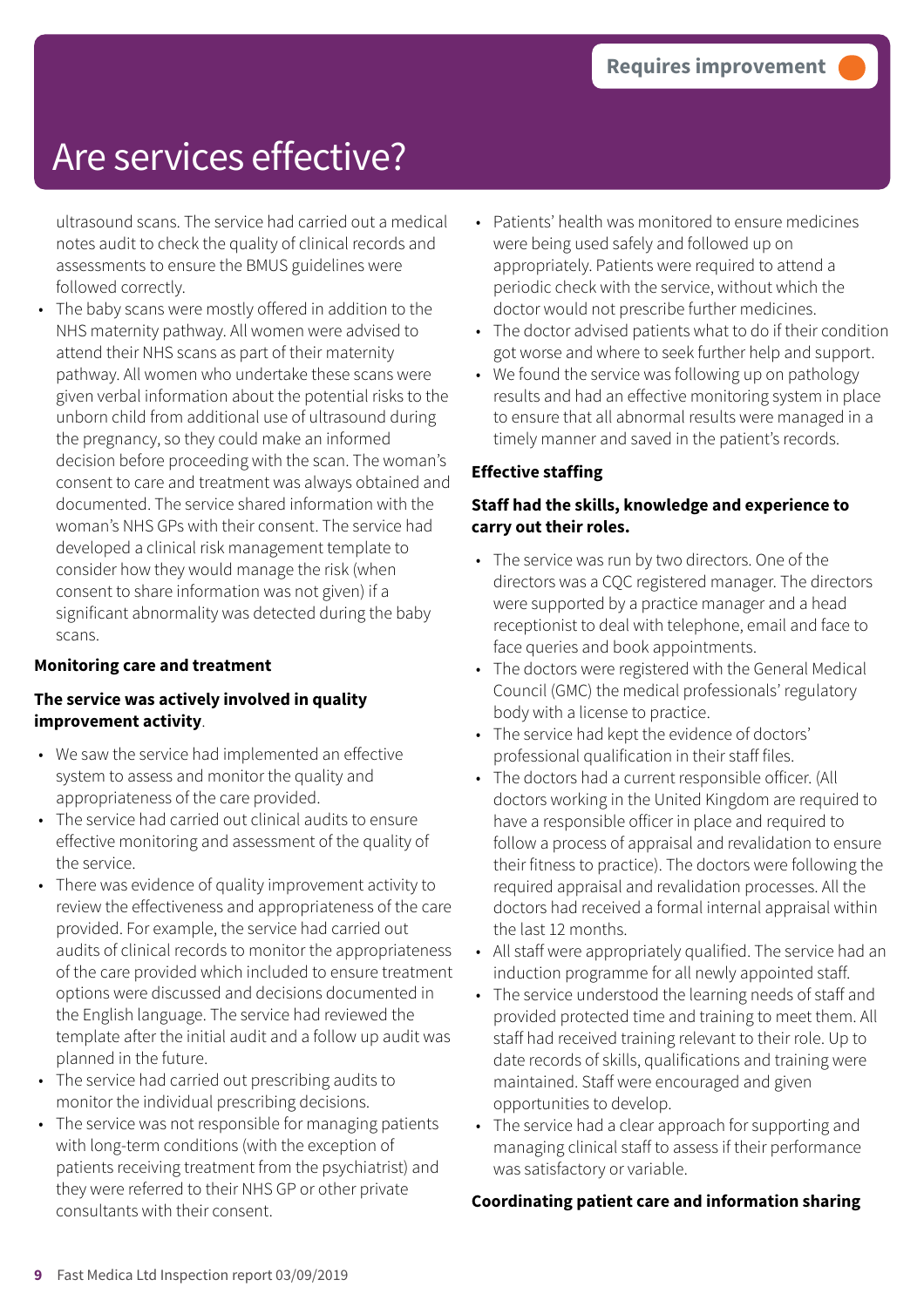Requires improvement

# Are services effective?

ultrasound scans. The service had carried out a medical notes audit to check the quality of clinical records and assessments to ensure the BMUS guidelines were followed correctly.

- The baby scans were mostly offered in addition to the NHS maternity pathway. All women were advised to attend their NHS scans as part of their maternity pathway. All women who undertake these scans were given verbal information about the potential risks to the unborn child from additional use of ultrasound during the pregnancy, so they could make an informed decision before proceeding with the scan. The woman's consent to care and treatment was always obtained and documented. The service shared information with the woman's NHS GPs with their consent. The service had developed a clinical risk management template to consider how they would manage the risk (when consent to share information was not given) if a significant abnormality was detected during the baby scans.

**Monitoring care and treatment**

**The service was actively involved in quality improvement activity**.

- We saw the service had implemented an effective system to assess and monitor the quality and appropriateness of the care provided.
- The service had carried out clinical audits to ensure effective monitoring and assessment of the quality of the service.
- There was evidence of quality improvement activity to review the effectiveness and appropriateness of the care provided. For example, the service had carried out audits of clinical records to monitor the appropriateness of the care provided which included to ensure treatment options were discussed and decisions documented in the English language. The service had reviewed the template after the initial audit and a follow up audit was planned in the future.
- The service had carried out prescribing audits to monitor the individual prescribing decisions.
- The service was not responsible for managing patients with long-term conditions (with the exception of patients receiving treatment from the psychiatrist) and they were referred to their NHS GP or other private consultants with their consent.
- Patients' health was monitored to ensure medicines were being used safely and followed up on appropriately. Patients were required to attend a periodic check with the service, without which the doctor would not prescribe further medicines.
- The doctor advised patients what to do if their condition got worse and where to seek further help and support.
- We found the service was following up on pathology results and had an effective monitoring system in place to ensure that all abnormal results were managed in a timely manner and saved in the patient's records.

**Effective staffing**

**Staff had the skills, knowledge and experience to carry out their roles.**

- The service was run by two directors. One of the directors was a CQC registered manager. The directors were supported by a practice manager and a head receptionist to deal with telephone, email and face to face queries and book appointments.
- The doctors were registered with the General Medical Council (GMC) the medical professionals' regulatory body with a license to practice.
- The service had kept the evidence of doctors' professional qualification in their staff files.
- The doctors had a current responsible officer. (All doctors working in the United Kingdom are required to have a responsible officer in place and required to follow a process of appraisal and revalidation to ensure their fitness to practice). The doctors were following the required appraisal and revalidation processes. All the doctors had received a formal internal appraisal within the last 12 months.
- All staff were appropriately qualified. The service had an induction programme for all newly appointed staff.
- The service understood the learning needs of staff and provided protected time and training to meet them. All staff had received training relevant to their role. Up to date records of skills, qualifications and training were maintained. Staff were encouraged and given opportunities to develop.
- The service had a clear approach for supporting and managing clinical staff to assess if their performance was satisfactory or variable.

**Coordinating patient care and information sharing**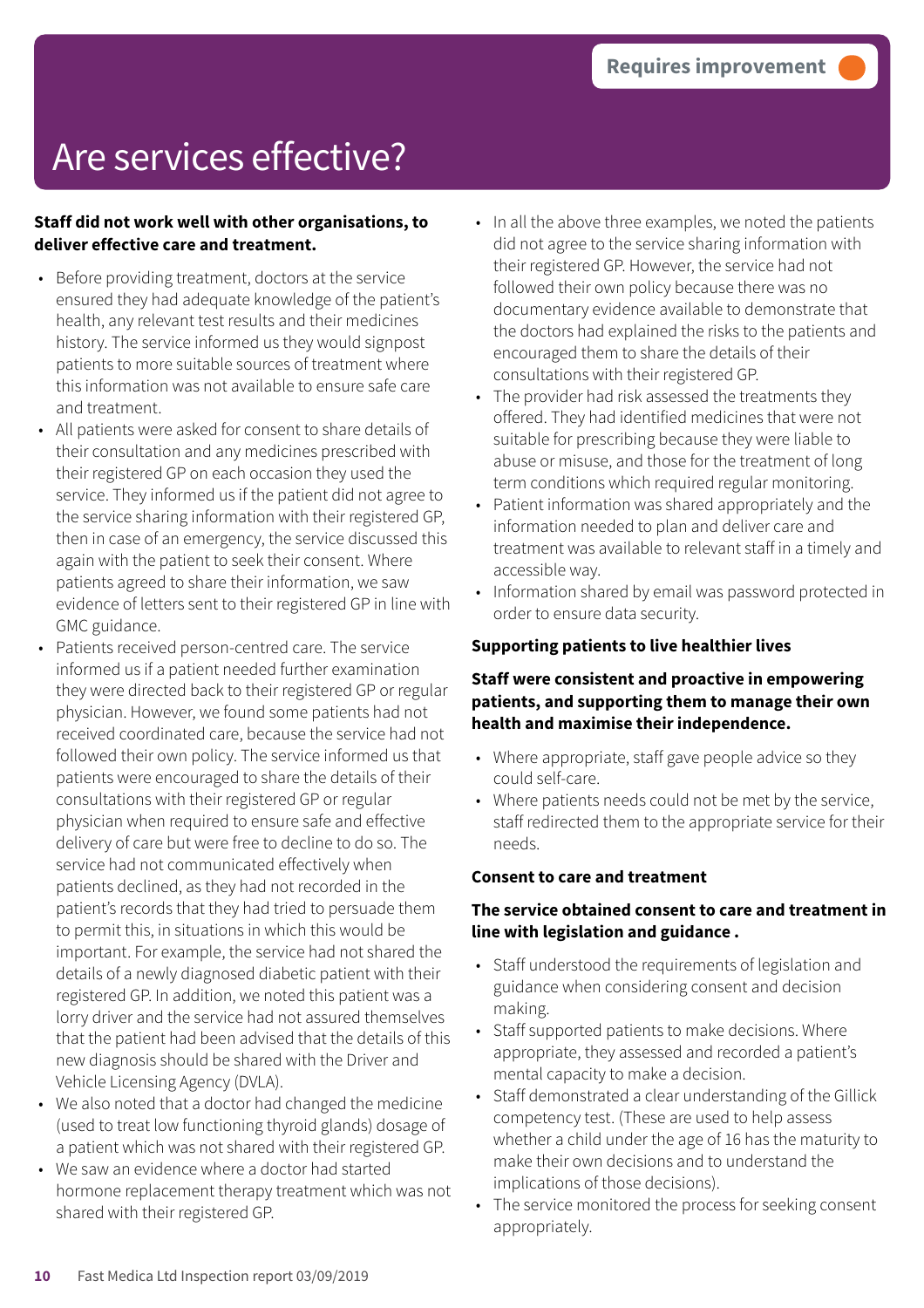# Are services effective?

Requires improvement

**Staff did not work well with other organisations, to deliver effective care and treatment.**

- Before providing treatment, doctors at the service ensured they had adequate knowledge of the patient's health, any relevant test results and their medicines history. The service informed us they would signpost patients to more suitable sources of treatment where this information was not available to ensure safe care and treatment.
- All patients were asked for consent to share details of their consultation and any medicines prescribed with their registered GP on each occasion they used the service. They informed us if the patient did not agree to the service sharing information with their registered GP, then in case of an emergency, the service discussed this again with the patient to seek their consent. Where patients agreed to share their information, we saw evidence of letters sent to their registered GP in line with GMC guidance.
- Patients received person-centred care. The service informed us if a patient needed further examination they were directed back to their registered GP or regular physician. However, we found some patients had not received coordinated care, because the service had not followed their own policy. The service informed us that patients were encouraged to share the details of their consultations with their registered GP or regular physician when required to ensure safe and effective delivery of care but were free to decline to do so. The service had not communicated effectively when patients declined, as they had not recorded in the patient's records that they had tried to persuade them to permit this, in situations in which this would be important. For example, the service had not shared the details of a newly diagnosed diabetic patient with their registered GP. In addition, we noted this patient was a lorry driver and the service had not assured themselves that the patient had been advised that the details of this new diagnosis should be shared with the Driver and Vehicle Licensing Agency (DVLA).
- We also noted that a doctor had changed the medicine (used to treat low functioning thyroid glands) dosage of a patient which was not shared with their registered GP.
- We saw an evidence where a doctor had started hormone replacement therapy treatment which was not shared with their registered GP.
- In all the above three examples, we noted the patients did not agree to the service sharing information with their registered GP. However, the service had not followed their own policy because there was no documentary evidence available to demonstrate that the doctors had explained the risks to the patients and encouraged them to share the details of their consultations with their registered GP.
- The provider had risk assessed the treatments they offered. They had identified medicines that were not suitable for prescribing because they were liable to abuse or misuse, and those for the treatment of long term conditions which required regular monitoring.
- Patient information was shared appropriately and the information needed to plan and deliver care and treatment was available to relevant staff in a timely and accessible way.
- Information shared by email was password protected in order to ensure data security.

### Supporting patients to live healthier lives

**Staff were consistent and proactive in empowering patients, and supporting them to manage their own health and maximise their independence.**

- Where appropriate, staff gave people advice so they could self-care.
- Where patients needs could not be met by the service, staff redirected them to the appropriate service for their needs.

### Consent to care and treatment

**The service obtained consent to care and treatment in line with legislation and guidance .**

- Staff understood the requirements of legislation and guidance when considering consent and decision making.
- Staff supported patients to make decisions. Where appropriate, they assessed and recorded a patient's mental capacity to make a decision.
- Staff demonstrated a clear understanding of the Gillick competency test. (These are used to help assess whether a child under the age of 16 has the maturity to make their own decisions and to understand the implications of those decisions).
- The service monitored the process for seeking consent appropriately.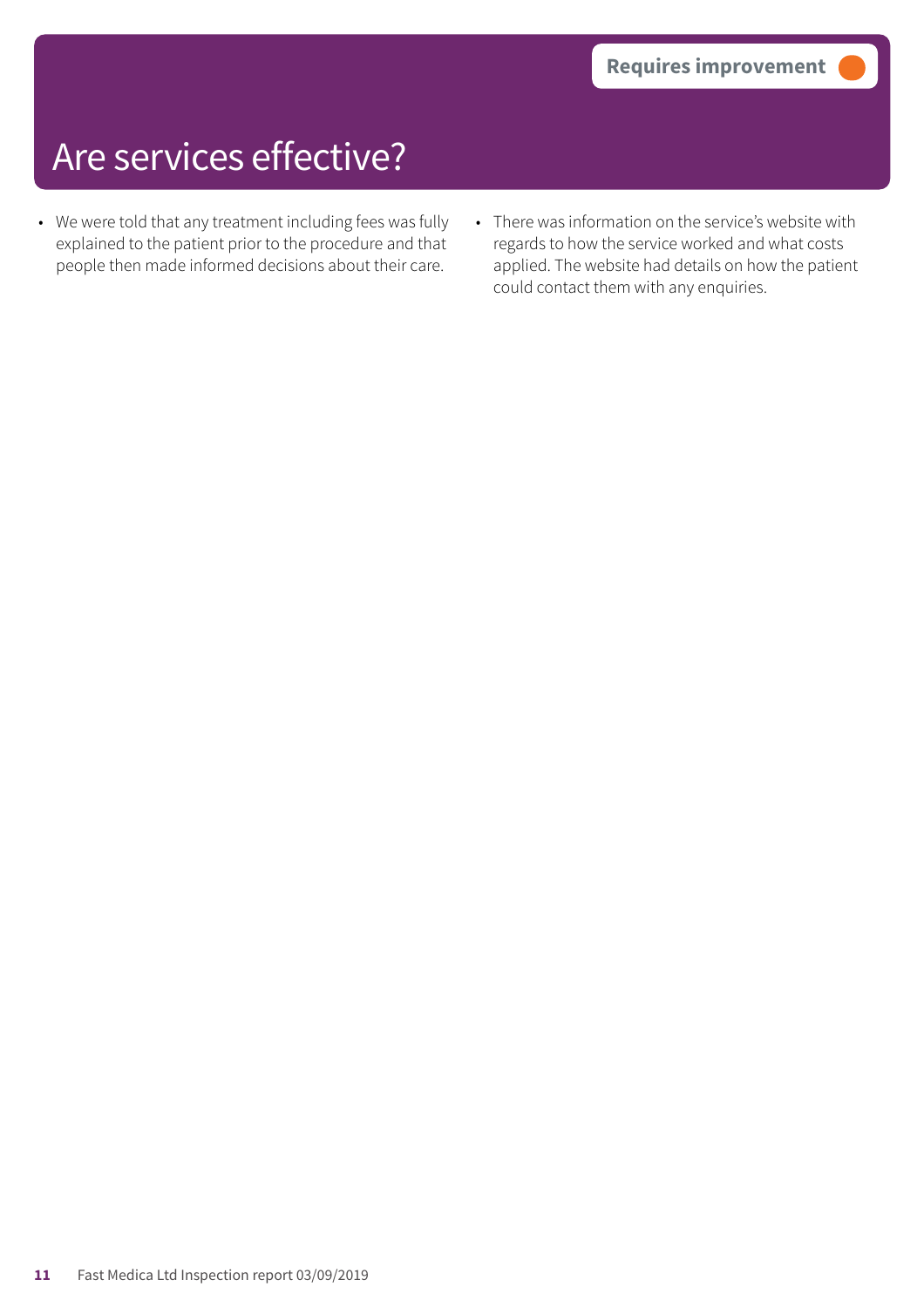# Are services effective?

**Requires improvement**

- We were told that any treatment including fees was fully explained to the patient prior to the procedure and that people then made informed decisions about their care.
- There was information on the service's website with regards to how the service worked and what costs applied. The website had details on how the patient could contact them with any enquiries.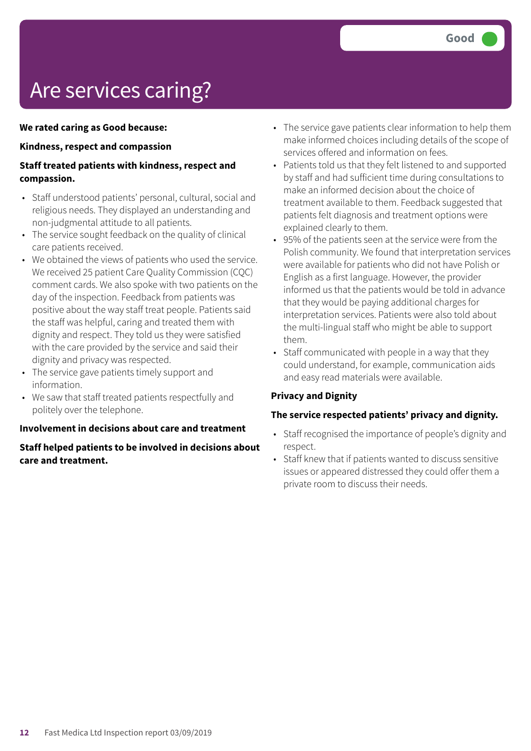# Are services caring?

Good

**We rated caring as Good because:**

**Kindness, respect and compassion**

**Staff treated patients with kindness, respect and compassion.**

- Staff understood patients' personal, cultural, social and religious needs. They displayed an understanding and non-judgmental attitude to all patients.
- The service sought feedback on the quality of clinical care patients received.
- We obtained the views of patients who used the service. We received 25 patient Care Quality Commission (CQC) comment cards. We also spoke with two patients on the day of the inspection. Feedback from patients was positive about the way staff treat people. Patients said the staff was helpful, caring and treated them with dignity and respect. They told us they were satisfied with the care provided by the service and said their dignity and privacy was respected.
- The service gave patients timely support and information.
- We saw that staff treated patients respectfully and politely over the telephone.

**Involvement in decisions about care and treatment**

**Staff helped patients to be involved in decisions about care and treatment.**

- The service gave patients clear information to help them make informed choices including details of the scope of services offered and information on fees.
- Patients told us that they felt listened to and supported by staff and had sufficient time during consultations to make an informed decision about the choice of treatment available to them. Feedback suggested that patients felt diagnosis and treatment options were explained clearly to them.
- 95% of the patients seen at the service were from the Polish community. We found that interpretation services were available for patients who did not have Polish or English as a first language. However, the provider informed us that the patients would be told in advance that they would be paying additional charges for interpretation services. Patients were also told about the multi-lingual staff who might be able to support them.
- Staff communicated with people in a way that they could understand, for example, communication aids and easy read materials were available.

**Privacy and Dignity**

**The service respected patients' privacy and dignity.**

- Staff recognised the importance of people's dignity and respect.
- Staff knew that if patients wanted to discuss sensitive issues or appeared distressed they could offer them a private room to discuss their needs.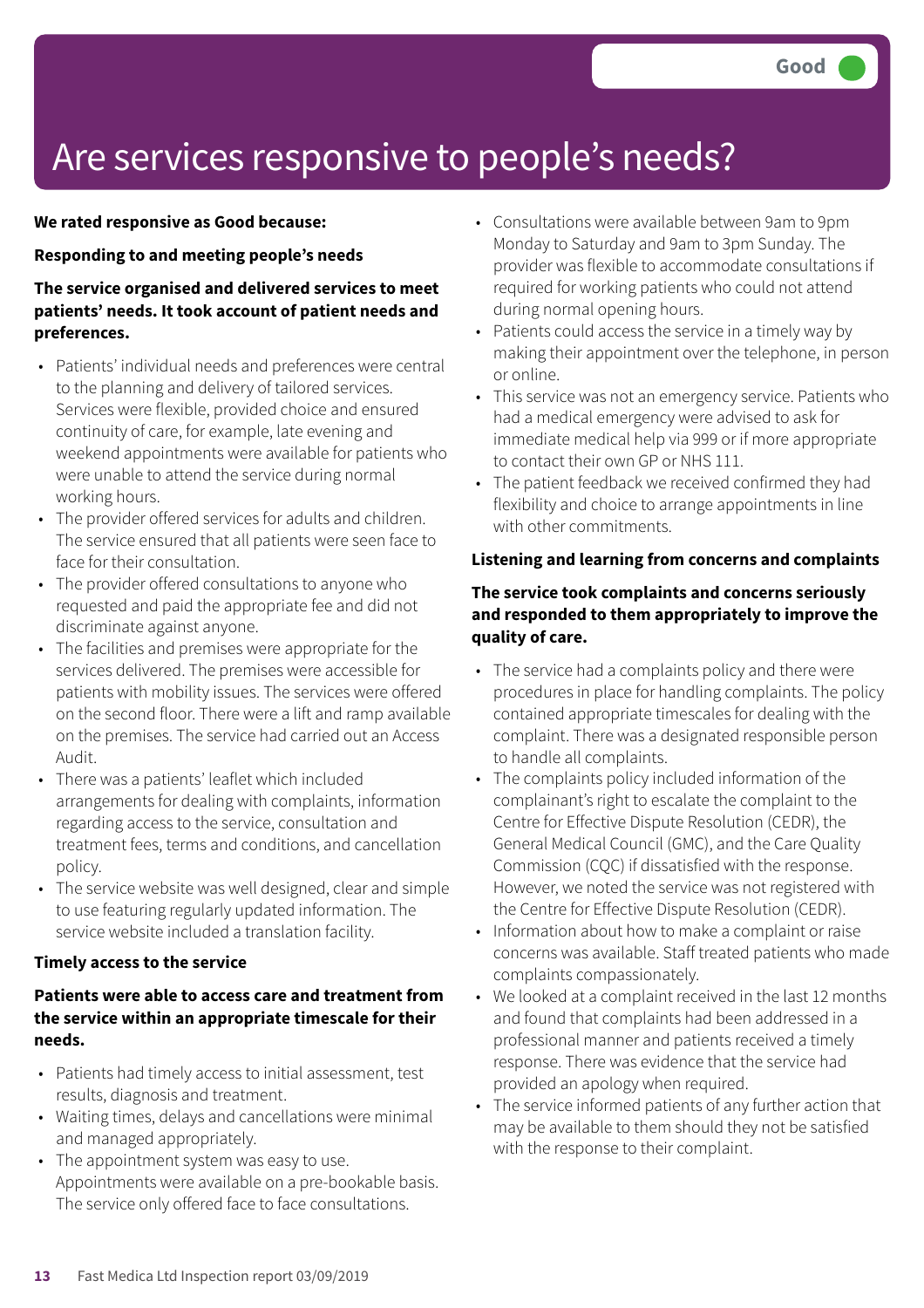Good

# Are services responsive to people's needs?

**We rated responsive as Good because:**

**Responding to and meeting people's needs**

**The service organised and delivered services to meet patients' needs. It took account of patient needs and preferences.**

- Patients' individual needs and preferences were central to the planning and delivery of tailored services. Services were flexible, provided choice and ensured continuity of care, for example, late evening and weekend appointments were available for patients who were unable to attend the service during normal working hours.
- The provider offered services for adults and children. The service ensured that all patients were seen face to face for their consultation.
- The provider offered consultations to anyone who requested and paid the appropriate fee and did not discriminate against anyone.
- The facilities and premises were appropriate for the services delivered. The premises were accessible for patients with mobility issues. The services were offered on the second floor. There were a lift and ramp available on the premises. The service had carried out an Access Audit.
- There was a patients' leaflet which included arrangements for dealing with complaints, information regarding access to the service, consultation and treatment fees, terms and conditions, and cancellation policy.
- The service website was well designed, clear and simple to use featuring regularly updated information. The service website included a translation facility.

**Timely access to the service**

**Patients were able to access care and treatment from the service within an appropriate timescale for their needs.**

- Patients had timely access to initial assessment, test results, diagnosis and treatment.
- Waiting times, delays and cancellations were minimal and managed appropriately.
- The appointment system was easy to use. Appointments were available on a pre-bookable basis. The service only offered face to face consultations.
- Consultations were available between 9am to 9pm Monday to Saturday and 9am to 3pm Sunday. The provider was flexible to accommodate consultations if required for working patients who could not attend during normal opening hours.
- Patients could access the service in a timely way by making their appointment over the telephone, in person or online.
- This service was not an emergency service. Patients who had a medical emergency were advised to ask for immediate medical help via 999 or if more appropriate to contact their own GP or NHS 111.
- The patient feedback we received confirmed they had flexibility and choice to arrange appointments in line with other commitments.

**Listening and learning from concerns and complaints**

**The service took complaints and concerns seriously and responded to them appropriately to improve the quality of care.**

- The service had a complaints policy and there were procedures in place for handling complaints. The policy contained appropriate timescales for dealing with the complaint. There was a designated responsible person to handle all complaints.
- The complaints policy included information of the complainant's right to escalate the complaint to the Centre for Effective Dispute Resolution (CEDR), the General Medical Council (GMC), and the Care Quality Commission (CQC) if dissatisfied with the response. However, we noted the service was not registered with the Centre for Effective Dispute Resolution (CEDR).
- Information about how to make a complaint or raise concerns was available. Staff treated patients who made complaints compassionately.
- We looked at a complaint received in the last 12 months and found that complaints had been addressed in a professional manner and patients received a timely response. There was evidence that the service had provided an apology when required.
- The service informed patients of any further action that may be available to them should they not be satisfied with the response to their complaint.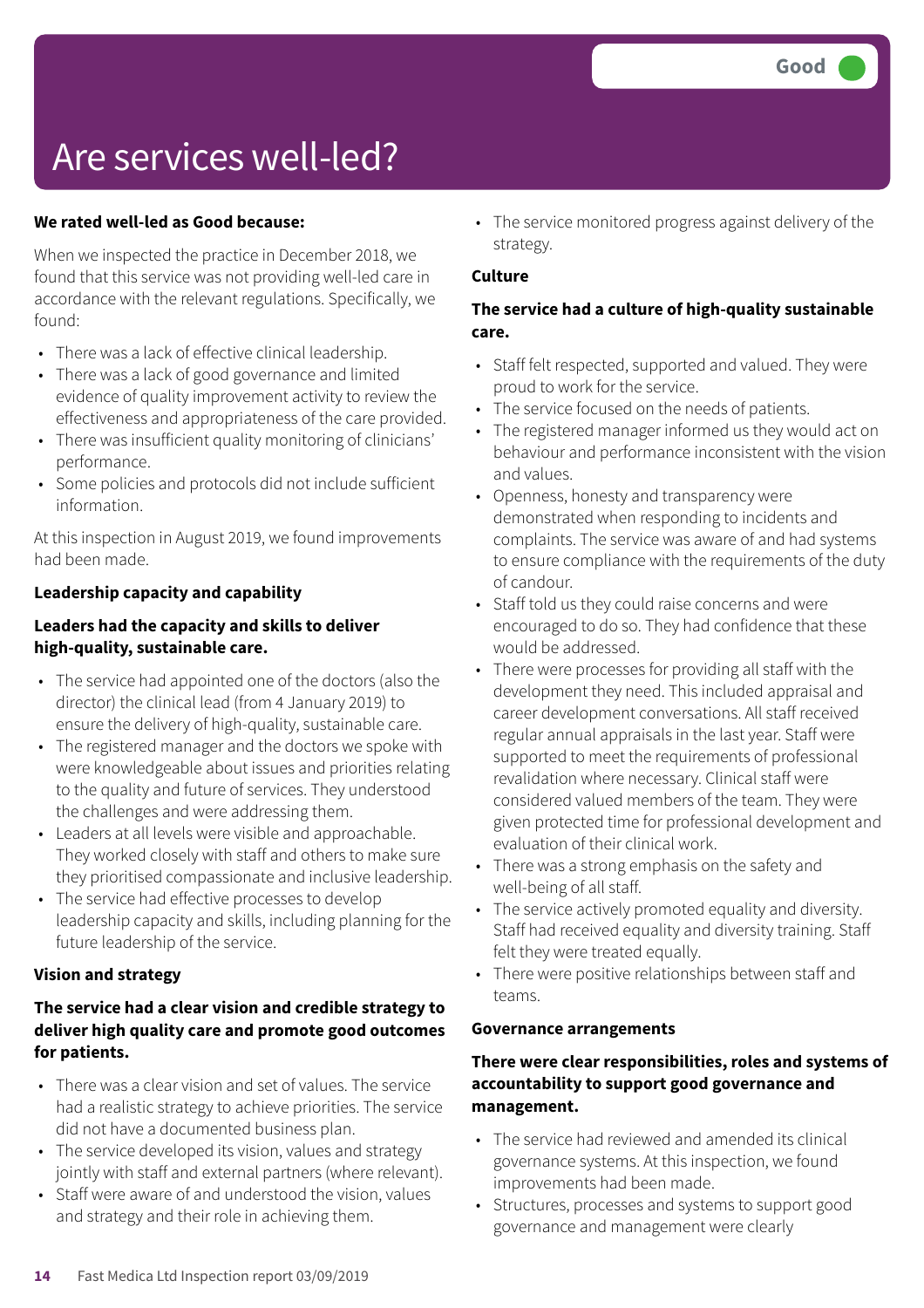Good

# Are services well-led?

**We rated well-led as Good because:**

When we inspected the practice in December 2018, we found that this service was not providing well-led care in accordance with the relevant regulations. Specifically, we found:

- There was a lack of effective clinical leadership.
- There was a lack of good governance and limited evidence of quality improvement activity to review the effectiveness and appropriateness of the care provided.
- There was insufficient quality monitoring of clinicians' performance.
- Some policies and protocols did not include sufficient information.

At this inspection in August 2019, we found improvements had been made.

**Leadership capacity and capability**

**Leaders had the capacity and skills to deliver high-quality, sustainable care.**

- The service had appointed one of the doctors (also the director) the clinical lead (from 4 January 2019) to ensure the delivery of high-quality, sustainable care.
- The registered manager and the doctors we spoke with were knowledgeable about issues and priorities relating to the quality and future of services. They understood the challenges and were addressing them.
- Leaders at all levels were visible and approachable. They worked closely with staff and others to make sure they prioritised compassionate and inclusive leadership.
- The service had effective processes to develop leadership capacity and skills, including planning for the future leadership of the service.

**Vision and strategy**

**The service had a clear vision and credible strategy to deliver high quality care and promote good outcomes for patients.**

- There was a clear vision and set of values. The service had a realistic strategy to achieve priorities. The service did not have a documented business plan.
- The service developed its vision, values and strategy jointly with staff and external partners (where relevant).
- Staff were aware of and understood the vision, values and strategy and their role in achieving them.
- The service monitored progress against delivery of the strategy.

**Culture**

**The service had a culture of high-quality sustainable care.**

- Staff felt respected, supported and valued. They were proud to work for the service.
- The service focused on the needs of patients.
- The registered manager informed us they would act on behaviour and performance inconsistent with the vision and values.
- Openness, honesty and transparency were demonstrated when responding to incidents and complaints. The service was aware of and had systems to ensure compliance with the requirements of the duty of candour.
- Staff told us they could raise concerns and were encouraged to do so. They had confidence that these would be addressed.
- There were processes for providing all staff with the development they need. This included appraisal and career development conversations. All staff received regular annual appraisals in the last year. Staff were supported to meet the requirements of professional revalidation where necessary. Clinical staff were considered valued members of the team. They were given protected time for professional development and evaluation of their clinical work.
- There was a strong emphasis on the safety and well-being of all staff.
- The service actively promoted equality and diversity. Staff had received equality and diversity training. Staff felt they were treated equally.
- There were positive relationships between staff and teams.

**Governance arrangements**

**There were clear responsibilities, roles and systems of accountability to support good governance and management.**

- The service had reviewed and amended its clinical governance systems. At this inspection, we found improvements had been made.
- Structures, processes and systems to support good governance and management were clearly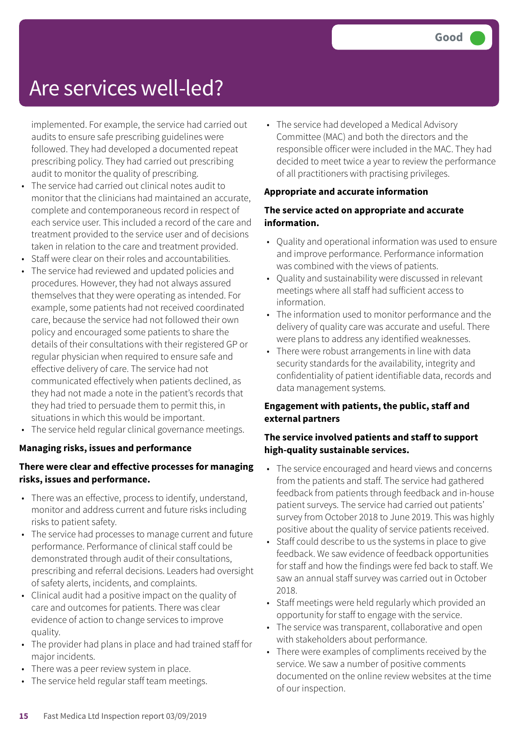# Are services well-led?

Good

implemented. For example, the service had carried out audits to ensure safe prescribing guidelines were followed. They had developed a documented repeat prescribing policy. They had carried out prescribing audit to monitor the quality of prescribing.

- The service had carried out clinical notes audit to monitor that the clinicians had maintained an accurate, complete and contemporaneous record in respect of each service user. This included a record of the care and treatment provided to the service user and of decisions taken in relation to the care and treatment provided.
- Staff were clear on their roles and accountabilities.
- The service had reviewed and updated policies and procedures. However, they had not always assured themselves that they were operating as intended. For example, some patients had not received coordinated care, because the service had not followed their own policy and encouraged some patients to share the details of their consultations with their registered GP or regular physician when required to ensure safe and effective delivery of care. The service had not communicated effectively when patients declined, as they had not made a note in the patient's records that they had tried to persuade them to permit this, in situations in which this would be important.
- The service held regular clinical governance meetings.

**Managing risks, issues and performance**

**There were clear and effective processes for managing risks, issues and performance.**

- There was an effective, process to identify, understand, monitor and address current and future risks including risks to patient safety.
- The service had processes to manage current and future performance. Performance of clinical staff could be demonstrated through audit of their consultations, prescribing and referral decisions. Leaders had oversight of safety alerts, incidents, and complaints.
- Clinical audit had a positive impact on the quality of care and outcomes for patients. There was clear evidence of action to change services to improve quality.
- The provider had plans in place and had trained staff for major incidents.
- There was a peer review system in place.
- The service held regular staff team meetings.
- The service had developed a Medical Advisory Committee (MAC) and both the directors and the responsible officer were included in the MAC. They had decided to meet twice a year to review the performance of all practitioners with practising privileges.

**Appropriate and accurate information**

**The service acted on appropriate and accurate information.**

- Quality and operational information was used to ensure and improve performance. Performance information was combined with the views of patients.
- Quality and sustainability were discussed in relevant meetings where all staff had sufficient access to information.
- The information used to monitor performance and the delivery of quality care was accurate and useful. There were plans to address any identified weaknesses.
- There were robust arrangements in line with data security standards for the availability, integrity and confidentiality of patient identifiable data, records and data management systems.

**Engagement with patients, the public, staff and external partners**

**The service involved patients and staff to support high-quality sustainable services.**

- The service encouraged and heard views and concerns from the patients and staff. The service had gathered feedback from patients through feedback and in-house patient surveys. The service had carried out patients' survey from October 2018 to June 2019. This was highly positive about the quality of service patients received.
- Staff could describe to us the systems in place to give feedback. We saw evidence of feedback opportunities for staff and how the findings were fed back to staff. We saw an annual staff survey was carried out in October 2018.
- Staff meetings were held regularly which provided an opportunity for staff to engage with the service.
- The service was transparent, collaborative and open with stakeholders about performance.
- There were examples of compliments received by the service. We saw a number of positive comments documented on the online review websites at the time of our inspection.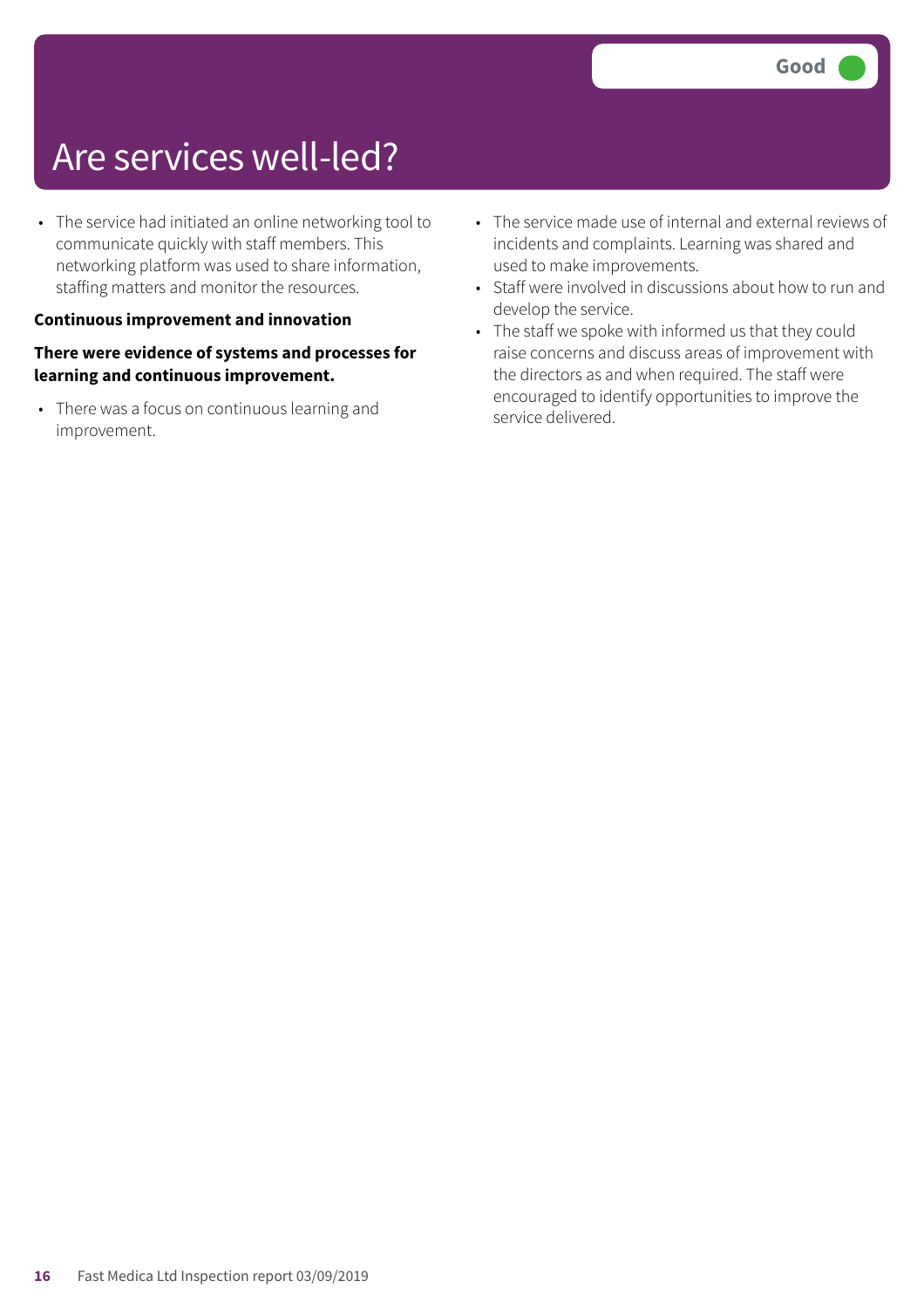# Are services well-led?

Good

- The service had initiated an online networking tool to communicate quickly with staff members. This networking platform was used to share information, staffing matters and monitor the resources.

**Continuous improvement and innovation**

**There were evidence of systems and processes for learning and continuous improvement.**

- There was a focus on continuous learning and improvement.
- The service made use of internal and external reviews of incidents and complaints. Learning was shared and used to make improvements.
- Staff were involved in discussions about how to run and develop the service.
- The staff we spoke with informed us that they could raise concerns and discuss areas of improvement with the directors as and when required. The staff were encouraged to identify opportunities to improve the service delivered.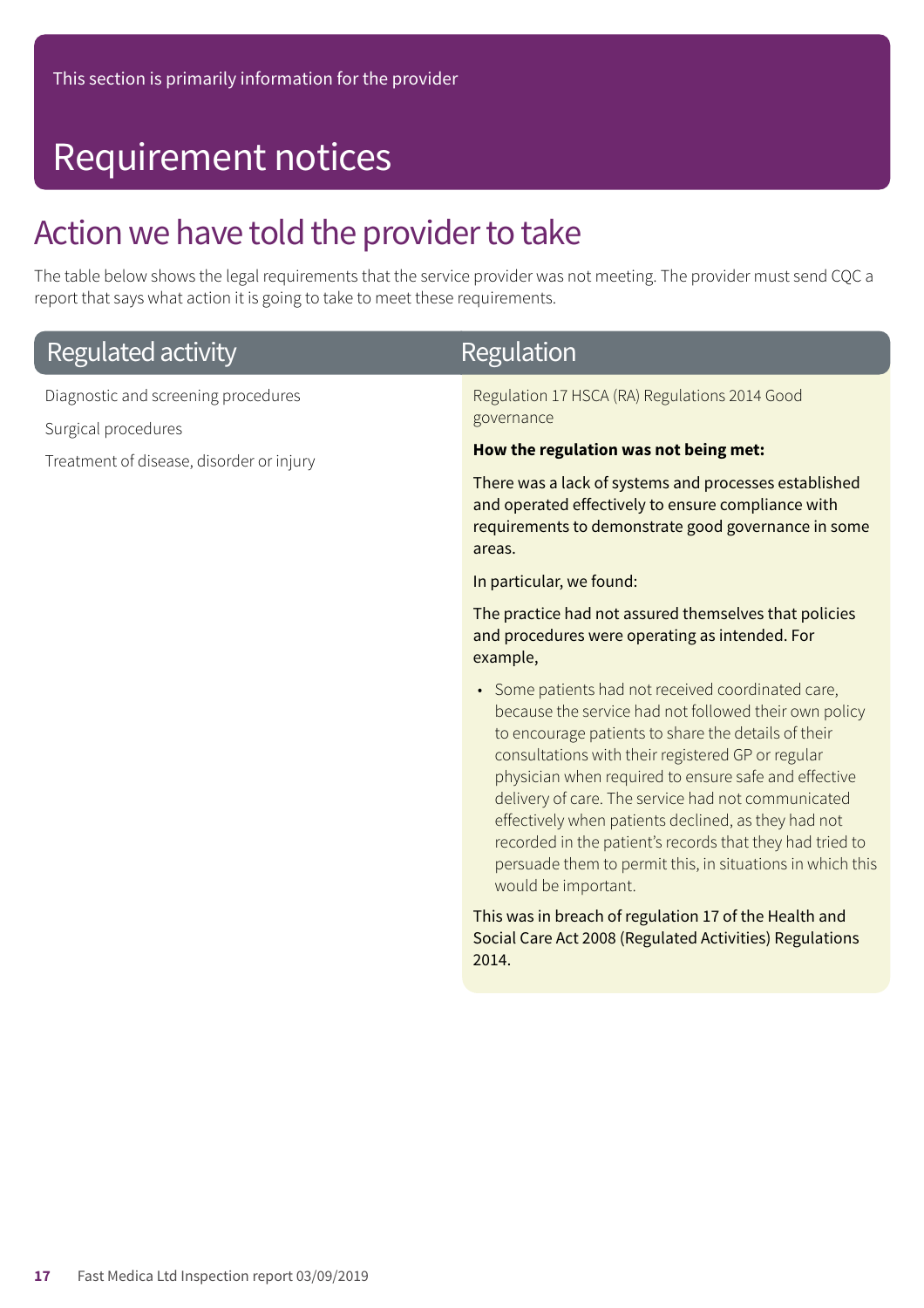This section is primarily information for the provider

# Requirement notices

## Action we have told the provider to take

The table below shows the legal requirements that the service provider was not meeting. The provider must send CQC a report that says what action it is going to take to meet these requirements.

| Regulated activity | Regulation |
|---|---|
| Diagnostic and screening procedures<br>Surgical procedures<br>Treatment of disease, disorder or injury | Regulation 17 HSCA (RA) Regulations 2014 Good governance<br><br>**How the regulation was not being met:**<br><br>There was a lack of systems and processes established and operated effectively to ensure compliance with requirements to demonstrate good governance in some areas.<br><br>In particular, we found:<br><br>The practice had not assured themselves that policies and procedures were operating as intended. For example,<br><br>• Some patients had not received coordinated care, because the service had not followed their own policy to encourage patients to share the details of their consultations with their registered GP or regular physician when required to ensure safe and effective delivery of care. The service had not communicated effectively when patients declined, as they had not recorded in the patient's records that they had tried to persuade them to permit this, in situations in which this would be important.<br><br>This was in breach of regulation 17 of the Health and Social Care Act 2008 (Regulated Activities) Regulations 2014. |